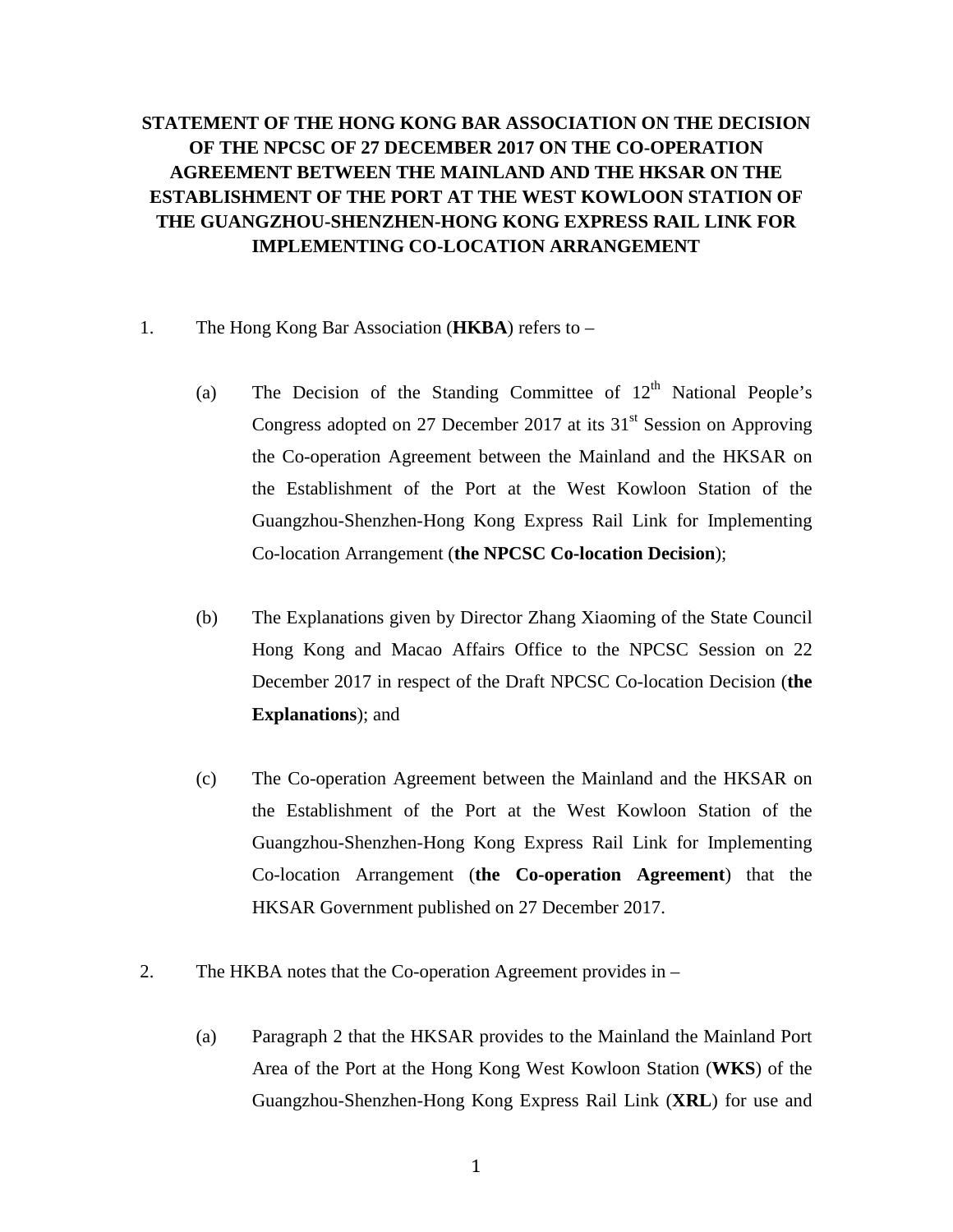# STATEMENT OF THE HONG KONG BAR ASSOCIATION ON THE DECISION OF THE NPCSC OF 27 DECEMBER 2017 ON THE CO-OPERATION AGREEMENT BETWEEN THE MAINLAND AND THE HKSAR ON THE ESTABLISHMENT OF THE PORT AT THE WEST KOWLOON STATION OF THE GUANGZHOU-SHENZHEN-HONG KONG EXPRESS RAIL LINK FOR IMPLEMENTING CO-LOCATION ARRANGEMENT

1. The Hong Kong Bar Association (**HKBA**) refers to –

   (a) The Decision of the Standing Committee of 12th National People's Congress adopted on 27 December 2017 at its 31st Session on Approving the Co-operation Agreement between the Mainland and the HKSAR on the Establishment of the Port at the West Kowloon Station of the Guangzhou-Shenzhen-Hong Kong Express Rail Link for Implementing Co-location Arrangement (**the NPCSC Co-location Decision**);

   (b) The Explanations given by Director Zhang Xiaoming of the State Council Hong Kong and Macao Affairs Office to the NPCSC Session on 22 December 2017 in respect of the Draft NPCSC Co-location Decision (**the Explanations**); and

   (c) The Co-operation Agreement between the Mainland and the HKSAR on the Establishment of the Port at the West Kowloon Station of the Guangzhou-Shenzhen-Hong Kong Express Rail Link for Implementing Co-location Arrangement (**the Co-operation Agreement**) that the HKSAR Government published on 27 December 2017.

2. The HKBA notes that the Co-operation Agreement provides in –

   (a) Paragraph 2 that the HKSAR provides to the Mainland the Mainland Port Area of the Port at the Hong Kong West Kowloon Station (**WKS**) of the Guangzhou-Shenzhen-Hong Kong Express Rail Link (**XRL**) for use and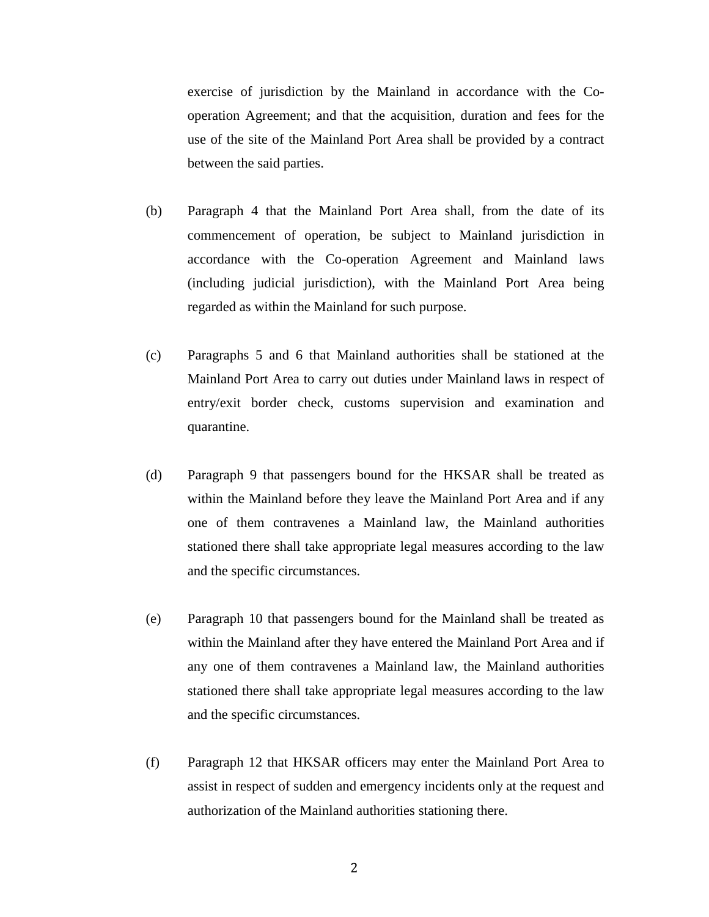exercise of jurisdiction by the Mainland in accordance with the Co-operation Agreement; and that the acquisition, duration and fees for the use of the site of the Mainland Port Area shall be provided by a contract between the said parties.

(b) Paragraph 4 that the Mainland Port Area shall, from the date of its commencement of operation, be subject to Mainland jurisdiction in accordance with the Co-operation Agreement and Mainland laws (including judicial jurisdiction), with the Mainland Port Area being regarded as within the Mainland for such purpose.

(c) Paragraphs 5 and 6 that Mainland authorities shall be stationed at the Mainland Port Area to carry out duties under Mainland laws in respect of entry/exit border check, customs supervision and examination and quarantine.

(d) Paragraph 9 that passengers bound for the HKSAR shall be treated as within the Mainland before they leave the Mainland Port Area and if any one of them contravenes a Mainland law, the Mainland authorities stationed there shall take appropriate legal measures according to the law and the specific circumstances.

(e) Paragraph 10 that passengers bound for the Mainland shall be treated as within the Mainland after they have entered the Mainland Port Area and if any one of them contravenes a Mainland law, the Mainland authorities stationed there shall take appropriate legal measures according to the law and the specific circumstances.

(f) Paragraph 12 that HKSAR officers may enter the Mainland Port Area to assist in respect of sudden and emergency incidents only at the request and authorization of the Mainland authorities stationing there.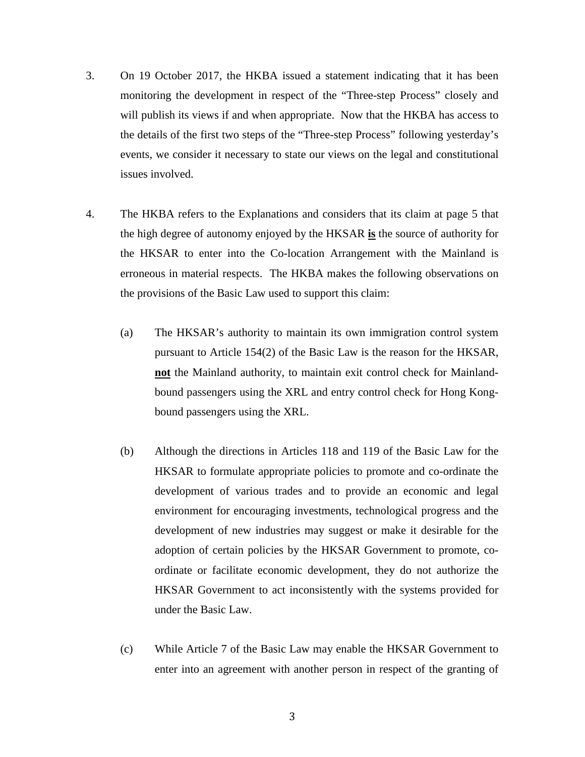3. On 19 October 2017, the HKBA issued a statement indicating that it has been monitoring the development in respect of the "Three-step Process" closely and will publish its views if and when appropriate. Now that the HKBA has access to the details of the first two steps of the "Three-step Process" following yesterday's events, we consider it necessary to state our views on the legal and constitutional issues involved.

4. The HKBA refers to the Explanations and considers that its claim at page 5 that the high degree of autonomy enjoyed by the HKSAR **<u>is</u>** the source of authority for the HKSAR to enter into the Co-location Arrangement with the Mainland is erroneous in material respects. The HKBA makes the following observations on the provisions of the Basic Law used to support this claim:

   (a) The HKSAR's authority to maintain its own immigration control system pursuant to Article 154(2) of the Basic Law is the reason for the HKSAR, **<u>not</u>** the Mainland authority, to maintain exit control check for Mainland-bound passengers using the XRL and entry control check for Hong Kong-bound passengers using the XRL.

   (b) Although the directions in Articles 118 and 119 of the Basic Law for the HKSAR to formulate appropriate policies to promote and co-ordinate the development of various trades and to provide an economic and legal environment for encouraging investments, technological progress and the development of new industries may suggest or make it desirable for the adoption of certain policies by the HKSAR Government to promote, co-ordinate or facilitate economic development, they do not authorize the HKSAR Government to act inconsistently with the systems provided for under the Basic Law.

   (c) While Article 7 of the Basic Law may enable the HKSAR Government to enter into an agreement with another person in respect of the granting of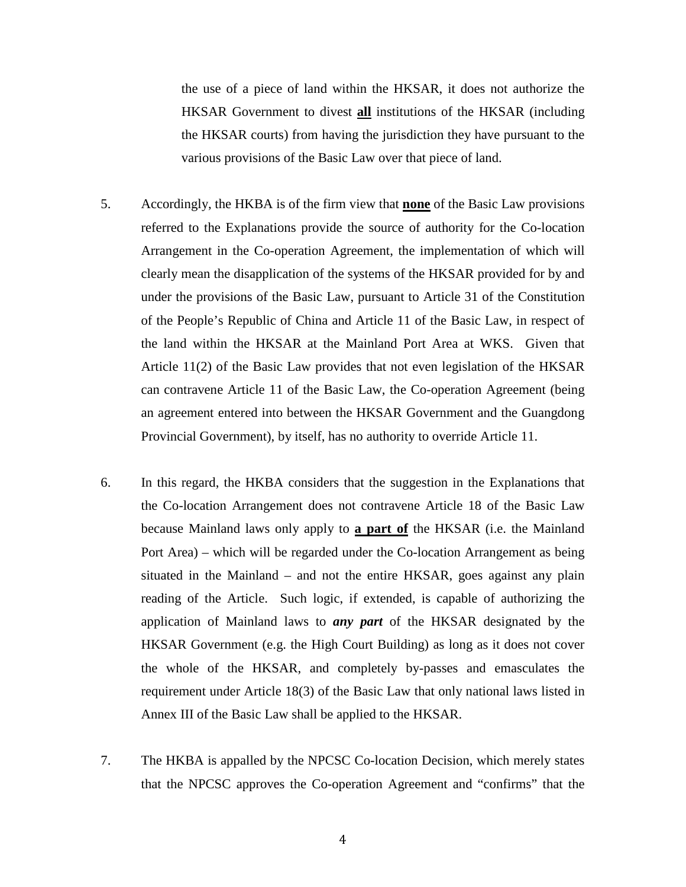the use of a piece of land within the HKSAR, it does not authorize the HKSAR Government to divest **all** institutions of the HKSAR (including the HKSAR courts) from having the jurisdiction they have pursuant to the various provisions of the Basic Law over that piece of land.

5. Accordingly, the HKBA is of the firm view that **none** of the Basic Law provisions referred to the Explanations provide the source of authority for the Co-location Arrangement in the Co-operation Agreement, the implementation of which will clearly mean the disapplication of the systems of the HKSAR provided for by and under the provisions of the Basic Law, pursuant to Article 31 of the Constitution of the People's Republic of China and Article 11 of the Basic Law, in respect of the land within the HKSAR at the Mainland Port Area at WKS. Given that Article 11(2) of the Basic Law provides that not even legislation of the HKSAR can contravene Article 11 of the Basic Law, the Co-operation Agreement (being an agreement entered into between the HKSAR Government and the Guangdong Provincial Government), by itself, has no authority to override Article 11.

6. In this regard, the HKBA considers that the suggestion in the Explanations that the Co-location Arrangement does not contravene Article 18 of the Basic Law because Mainland laws only apply to **a part of** the HKSAR (i.e. the Mainland Port Area) – which will be regarded under the Co-location Arrangement as being situated in the Mainland – and not the entire HKSAR, goes against any plain reading of the Article. Such logic, if extended, is capable of authorizing the application of Mainland laws to ***any part*** of the HKSAR designated by the HKSAR Government (e.g. the High Court Building) as long as it does not cover the whole of the HKSAR, and completely by-passes and emasculates the requirement under Article 18(3) of the Basic Law that only national laws listed in Annex III of the Basic Law shall be applied to the HKSAR.

7. The HKBA is appalled by the NPCSC Co-location Decision, which merely states that the NPCSC approves the Co-operation Agreement and "confirms" that the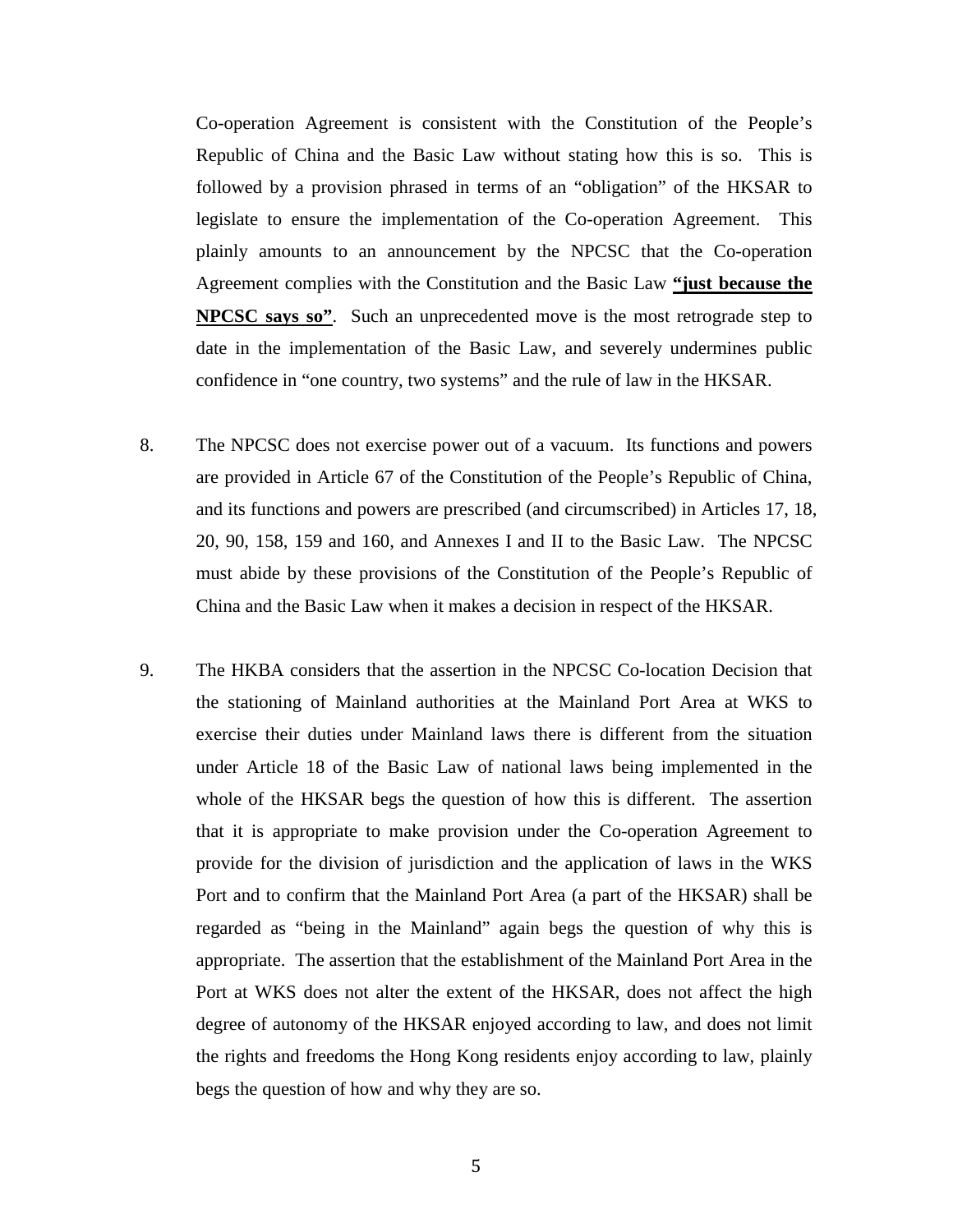Co-operation Agreement is consistent with the Constitution of the People's Republic of China and the Basic Law without stating how this is so. This is followed by a provision phrased in terms of an "obligation" of the HKSAR to legislate to ensure the implementation of the Co-operation Agreement. This plainly amounts to an announcement by the NPCSC that the Co-operation Agreement complies with the Constitution and the Basic Law **<u>"just because the NPCSC says so"</u>**. Such an unprecedented move is the most retrograde step to date in the implementation of the Basic Law, and severely undermines public confidence in "one country, two systems" and the rule of law in the HKSAR.

8. The NPCSC does not exercise power out of a vacuum. Its functions and powers are provided in Article 67 of the Constitution of the People's Republic of China, and its functions and powers are prescribed (and circumscribed) in Articles 17, 18, 20, 90, 158, 159 and 160, and Annexes I and II to the Basic Law. The NPCSC must abide by these provisions of the Constitution of the People's Republic of China and the Basic Law when it makes a decision in respect of the HKSAR.

9. The HKBA considers that the assertion in the NPCSC Co-location Decision that the stationing of Mainland authorities at the Mainland Port Area at WKS to exercise their duties under Mainland laws there is different from the situation under Article 18 of the Basic Law of national laws being implemented in the whole of the HKSAR begs the question of how this is different. The assertion that it is appropriate to make provision under the Co-operation Agreement to provide for the division of jurisdiction and the application of laws in the WKS Port and to confirm that the Mainland Port Area (a part of the HKSAR) shall be regarded as "being in the Mainland" again begs the question of why this is appropriate. The assertion that the establishment of the Mainland Port Area in the Port at WKS does not alter the extent of the HKSAR, does not affect the high degree of autonomy of the HKSAR enjoyed according to law, and does not limit the rights and freedoms the Hong Kong residents enjoy according to law, plainly begs the question of how and why they are so.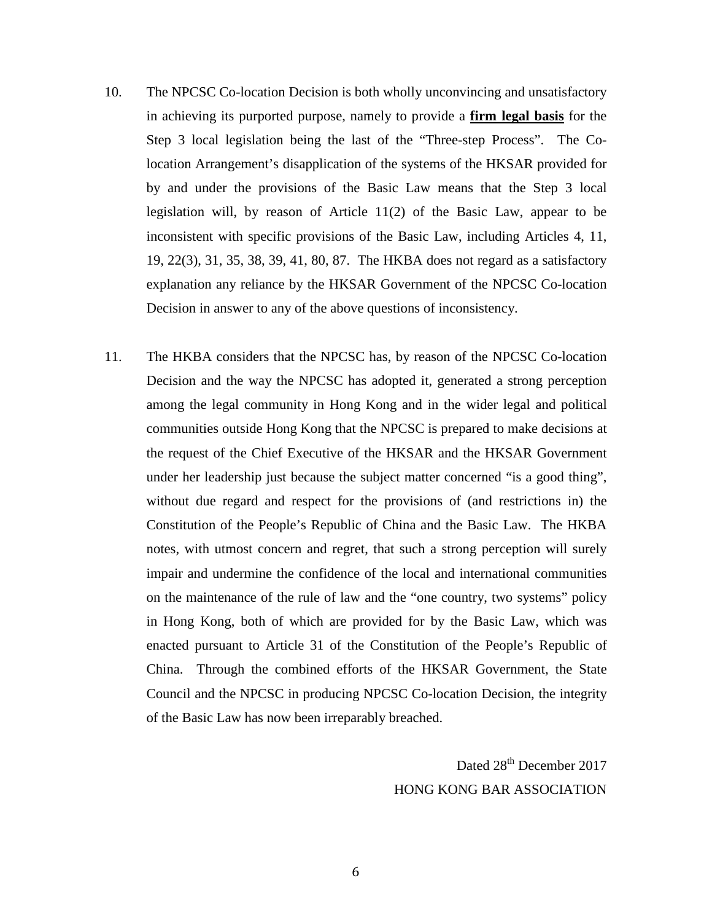10. The NPCSC Co-location Decision is both wholly unconvincing and unsatisfactory in achieving its purported purpose, namely to provide a **firm legal basis** for the Step 3 local legislation being the last of the "Three-step Process". The Co-location Arrangement's disapplication of the systems of the HKSAR provided for by and under the provisions of the Basic Law means that the Step 3 local legislation will, by reason of Article 11(2) of the Basic Law, appear to be inconsistent with specific provisions of the Basic Law, including Articles 4, 11, 19, 22(3), 31, 35, 38, 39, 41, 80, 87. The HKBA does not regard as a satisfactory explanation any reliance by the HKSAR Government of the NPCSC Co-location Decision in answer to any of the above questions of inconsistency.

11. The HKBA considers that the NPCSC has, by reason of the NPCSC Co-location Decision and the way the NPCSC has adopted it, generated a strong perception among the legal community in Hong Kong and in the wider legal and political communities outside Hong Kong that the NPCSC is prepared to make decisions at the request of the Chief Executive of the HKSAR and the HKSAR Government under her leadership just because the subject matter concerned "is a good thing", without due regard and respect for the provisions of (and restrictions in) the Constitution of the People's Republic of China and the Basic Law. The HKBA notes, with utmost concern and regret, that such a strong perception will surely impair and undermine the confidence of the local and international communities on the maintenance of the rule of law and the "one country, two systems" policy in Hong Kong, both of which are provided for by the Basic Law, which was enacted pursuant to Article 31 of the Constitution of the People's Republic of China. Through the combined efforts of the HKSAR Government, the State Council and the NPCSC in producing NPCSC Co-location Decision, the integrity of the Basic Law has now been irreparably breached.

Dated 28th December 2017

HONG KONG BAR ASSOCIATION